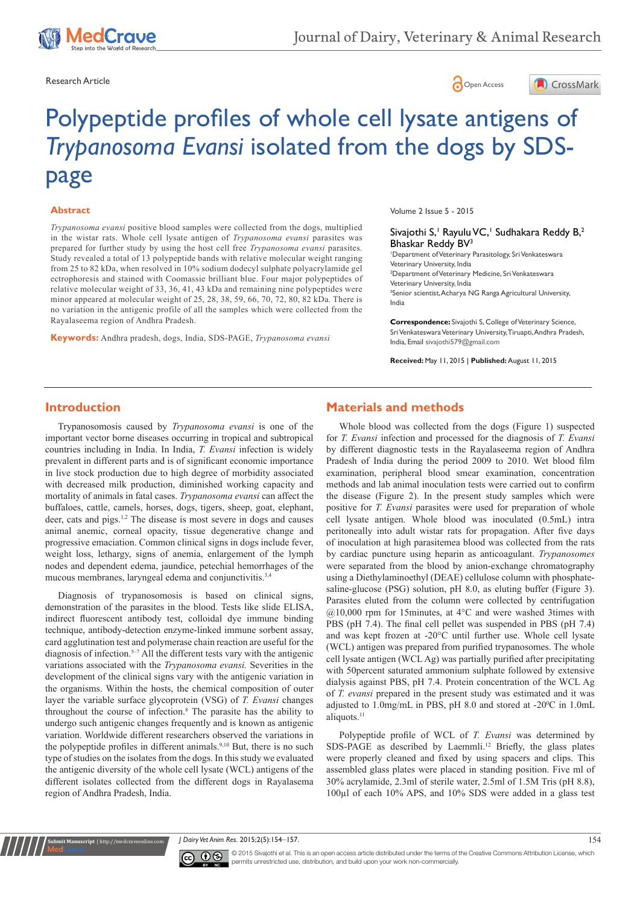Research Article

Open Access

# Polypeptide profiles of whole cell lysate antigens of *Trypanosoma Evansi* isolated from the dogs by SDS-page

## Abstract

*Trypanosoma evansi* positive blood samples were collected from the dogs, multiplied in the wistar rats. Whole cell lysate antigen of *Trypanosoma evansi* parasites was prepared for further study by using the host cell free *Trypanosoma evansi* parasites. Study revealed a total of 13 polypeptide bands with relative molecular weight ranging from 25 to 82 kDa, when resolved in 10% sodium dodecyl sulphate polyacrylamide gel ectrophoresis and stained with Coomassie brilliant blue. Four major polypeptides of relative molecular weight of 33, 36, 41, 43 kDa and remaining nine polypeptides were minor appeared at molecular weight of 25, 28, 38, 59, 66, 70, 72, 80, 82 kDa. There is no variation in the antigenic profile of all the samples which were collected from the Rayalaseema region of Andhra Pradesh.

**Keywords:** Andhra pradesh, dogs, India, SDS-PAGE, *Trypanosoma evansi*

Volume 2 Issue 5 - 2015

Sivajothi S,[1] Rayulu VC,[1] Sudhakara Reddy B,[2] Bhaskar Reddy BV[3]

[1]Department of Veterinary Parasitology, Sri Venkateswara Veterinary University, India
[2]Department of Veterinary Medicine, Sri Venkateswara Veterinary University, India
[3]Senior scientist, Acharya NG Ranga Agricultural University, India

**Correspondence:** Sivajothi S, College of Veterinary Science, Sri Venkateswara Veterinary University, Tiruapti, Andhra Pradesh, India, Email sivajothi579@gmail.com

**Received:** May 11, 2015 | **Published:** August 11, 2015

## Introduction

Trypanosomosis caused by *Trypanosoma evansi* is one of the important vector borne diseases occurring in tropical and subtropical countries including in India. In India, *T. Evansi* infection is widely prevalent in different parts and is of significant economic importance in live stock production due to high degree of morbidity associated with decreased milk production, diminished working capacity and mortality of animals in fatal cases. *Trypanosoma evansi* can affect the buffaloes, cattle, camels, horses, dogs, tigers, sheep, goat, elephant, deer, cats and pigs.[1,2] The disease is most severe in dogs and causes animal anemic, corneal opacity, tissue degenerative change and progressive emaciation. Common clinical signs in dogs include fever, weight loss, lethargy, signs of anemia, enlargement of the lymph nodes and dependent edema, jaundice, petechial hemorrhages of the mucous membranes, laryngeal edema and conjunctivitis.[3,4]

Diagnosis of trypanosomosis is based on clinical signs, demonstration of the parasites in the blood. Tests like slide ELISA, indirect fluorescent antibody test, colloidal dye immune binding technique, antibody-detection enzyme-linked immune sorbent assay, card agglutination test and polymerase chain reaction are useful for the diagnosis of infection.[5–7] All the different tests vary with the antigenic variations associated with the *Trypanosoma evansi.* Severities in the development of the clinical signs vary with the antigenic variation in the organisms. Within the hosts, the chemical composition of outer layer the variable surface glycoprotein (VSG) of *T. Evansi* changes throughout the course of infection.[8] The parasite has the ability to undergo such antigenic changes frequently and is known as antigenic variation. Worldwide different researchers observed the variations in the polypeptide profiles in different animals.[9,10] But, there is no such type of studies on the isolates from the dogs. In this study we evaluated the antigenic diversity of the whole cell lysate (WCL) antigens of the different isolates collected from the different dogs in Rayalasema region of Andhra Pradesh, India.

## Materials and methods

Whole blood was collected from the dogs (Figure 1) suspected for *T. Evansi* infection and processed for the diagnosis of *T. Evansi* by different diagnostic tests in the Rayalaseema region of Andhra Pradesh of India during the period 2009 to 2010. Wet blood film examination, peripheral blood smear examination, concentration methods and lab animal inoculation tests were carried out to confirm the disease (Figure 2). In the present study samples which were positive for *T. Evansi* parasites were used for preparation of whole cell lysate antigen. Whole blood was inoculated (0.5mL) intra peritoneally into adult wistar rats for propagation. After five days of inoculation at high parasitemea blood was collected from the rats by cardiac puncture using heparin as anticoagulant. *Trypanosomes* were separated from the blood by anion-exchange chromatography using a Diethylaminoethyl (DEAE) cellulose column with phosphate-saline-glucose (PSG) solution, pH 8.0, as eluting buffer (Figure 3). Parasites eluted from the column were collected by centrifugation @10,000 rpm for 15minutes, at 4°C and were washed 3times with PBS (pH 7.4). The final cell pellet was suspended in PBS (pH 7.4) and was kept frozen at -20°C until further use. Whole cell lysate (WCL) antigen was prepared from purified trypanosomes. The whole cell lysate antigen (WCL Ag) was partially purified after precipitating with 50percent saturated ammonium sulphate followed by extensive dialysis against PBS, pH 7.4. Protein concentration of the WCL Ag of *T. evansi* prepared in the present study was estimated and it was adjusted to 1.0mg/mL in PBS, pH 8.0 and stored at -20°C in 1.0mL aliquots.[11]

Polypeptide profile of WCL of *T. Evansi* was determined by SDS-PAGE as described by Laemmli.[12] Briefly, the glass plates were properly cleaned and fixed by using spacers and clips. This assembled glass plates were placed in standing position. Five ml of 30% acrylamide, 2.3ml of sterile water, 2.5ml of 1.5M Tris (pH 8.8), 100µl of each 10% APS, and 10% SDS were added in a glass test

© 2015 Sivajothi et al. This is an open access article distributed under the terms of the Creative Commons Attribution License, which permits unrestricted use, distribution, and build upon your work non-commercially.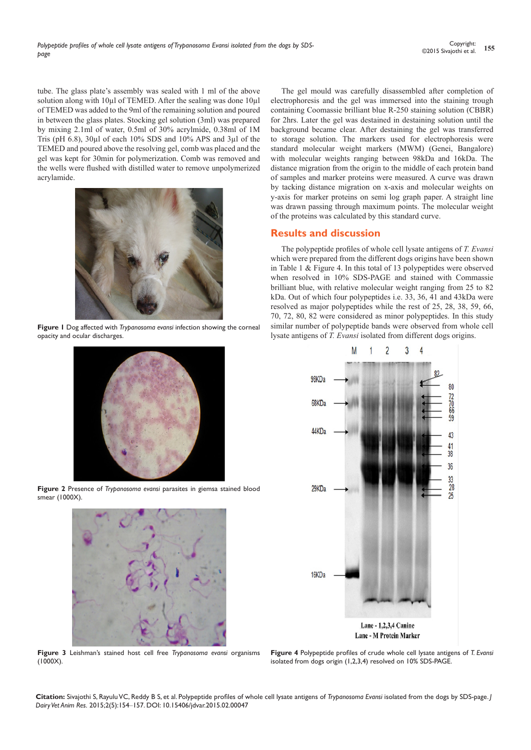tube. The glass plate's assembly was sealed with 1 ml of the above solution along with 10µl of TEMED. After the sealing was done 10µl of TEMED was added to the 9ml of the remaining solution and poured in between the glass plates. Stocking gel solution (3ml) was prepared by mixing 2.1ml of water, 0.5ml of 30% acrylmide, 0.38ml of 1M Tris (pH 6.8), 30µl of each 10% SDS and 10% APS and 3µl of the TEMED and poured above the resolving gel, comb was placed and the gel was kept for 30min for polymerization. Comb was removed and the wells were flushed with distilled water to remove unpolymerized acrylamide.

**Figure 1** Dog affected with *Trypanosoma evansi* infection showing the corneal opacity and ocular discharges.

**Figure 2** Presence of *Trypanosoma evansi* parasites in giemsa stained blood smear (1000X).

**Figure 3** Leishman's stained host cell free *Trypanosoma evansi* organisms (1000X).

The gel mould was carefully disassembled after completion of electrophoresis and the gel was immersed into the staining trough containing Coomassie brilliant blue R-250 staining solution (CBBR) for 2hrs. Later the gel was destained in destaining solution until the background became clear. After destaining the gel was transferred to storage solution. The markers used for electrophoresis were standard molecular weight markers (MWM) (Genei, Bangalore) with molecular weights ranging between 98kDa and 16kDa. The distance migration from the origin to the middle of each protein band of samples and marker proteins were measured. A curve was drawn by tacking distance migration on x-axis and molecular weights on y-axis for marker proteins on semi log graph paper. A straight line was drawn passing through maximum points. The molecular weight of the proteins was calculated by this standard curve.

## Results and discussion

The polypeptide profiles of whole cell lysate antigens of *T. Evansi* which were prepared from the different dogs origins have been shown in Table 1 & Figure 4. In this total of 13 polypeptides were observed when resolved in 10% SDS-PAGE and stained with Commassie brilliant blue, with relative molecular weight ranging from 25 to 82 kDa. Out of which four polypeptides i.e. 33, 36, 41 and 43kDa were resolved as major polypeptides while the rest of 25, 28, 38, 59, 66, 70, 72, 80, 82 were considered as minor polypeptides. In this study similar number of polypeptide bands were observed from whole cell lysate antigens of *T. Evansi* isolated from different dogs origins.

**Figure 4** Polypeptide profiles of crude whole cell lysate antigens of *T. Evansi* isolated from dogs origin (1,2,3,4) resolved on 10% SDS-PAGE.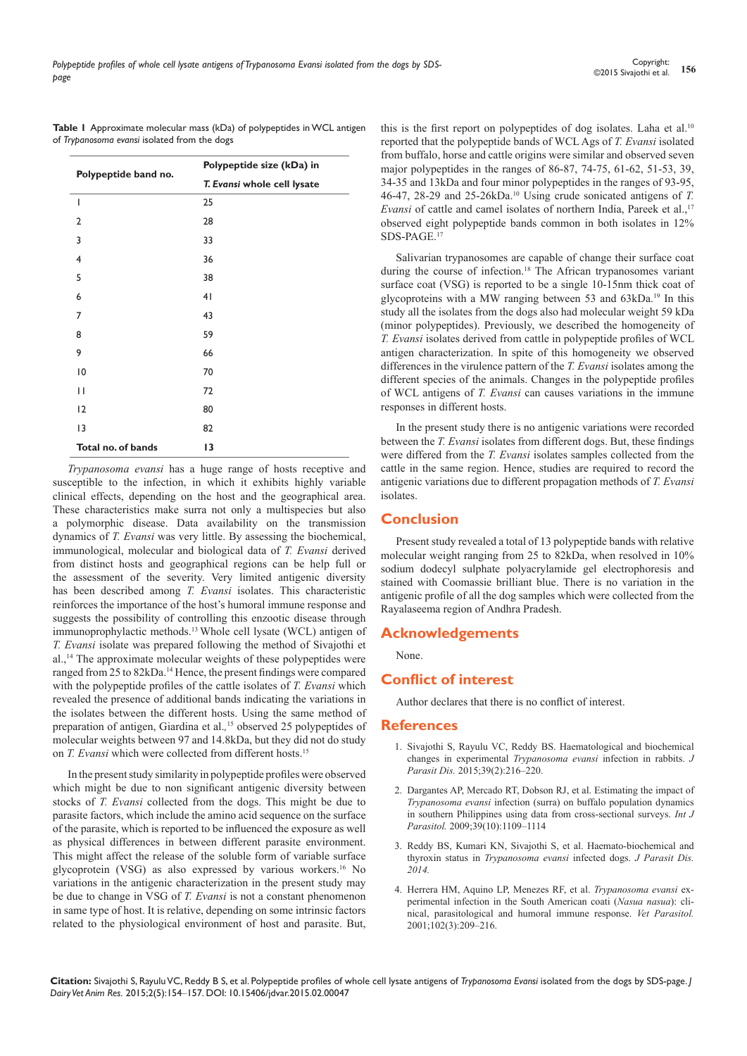**Table 1** Approximate molecular mass (kDa) of polypeptides in WCL antigen of *Trypanosoma evansi* isolated from the dogs

| Polypeptide band no. | Polypeptide size (kDa) in *T. Evansi* whole cell lysate |
|---|---|
| 1 | 25 |
| 2 | 28 |
| 3 | 33 |
| 4 | 36 |
| 5 | 38 |
| 6 | 41 |
| 7 | 43 |
| 8 | 59 |
| 9 | 66 |
| 10 | 70 |
| 11 | 72 |
| 12 | 80 |
| 13 | 82 |
| **Total no. of bands** | **13** |

*Trypanosoma evansi* has a huge range of hosts receptive and susceptible to the infection, in which it exhibits highly variable clinical effects, depending on the host and the geographical area. These characteristics make surra not only a multispecies but also a polymorphic disease. Data availability on the transmission dynamics of *T. Evansi* was very little. By assessing the biochemical, immunological, molecular and biological data of *T. Evansi* derived from distinct hosts and geographical regions can be help full or the assessment of the severity. Very limited antigenic diversity has been described among *T. Evansi* isolates. This characteristic reinforces the importance of the host's humoral immune response and suggests the possibility of controlling this enzootic disease through immunoprophylactic methods.[13] Whole cell lysate (WCL) antigen of *T. Evansi* isolate was prepared following the method of Sivajothi et al.,[14] The approximate molecular weights of these polypeptides were ranged from 25 to 82kDa.[14] Hence, the present findings were compared with the polypeptide profiles of the cattle isolates of *T. Evansi* which revealed the presence of additional bands indicating the variations in the isolates between the different hosts. Using the same method of preparation of antigen, Giardina et al.,[15] observed 25 polypeptides of molecular weights between 97 and 14.8kDa, but they did not do study on *T. Evansi* which were collected from different hosts.[15]

In the present study similarity in polypeptide profiles were observed which might be due to non significant antigenic diversity between stocks of *T. Evansi* collected from the dogs. This might be due to parasite factors, which include the amino acid sequence on the surface of the parasite, which is reported to be influenced the exposure as well as physical differences in between different parasite environment. This might affect the release of the soluble form of variable surface glycoprotein (VSG) as also expressed by various workers.[16] No variations in the antigenic characterization in the present study may be due to change in VSG of *T. Evansi* is not a constant phenomenon in same type of host. It is relative, depending on some intrinsic factors related to the physiological environment of host and parasite. But, this is the first report on polypeptides of dog isolates. Laha et al.[10] reported that the polypeptide bands of WCL Ags of *T. Evansi* isolated from buffalo, horse and cattle origins were similar and observed seven major polypeptides in the ranges of 86-87, 74-75, 61-62, 51-53, 39, 34-35 and 13kDa and four minor polypeptides in the ranges of 93-95, 46-47, 28-29 and 25-26kDa.[10] Using crude sonicated antigens of *T. Evansi* of cattle and camel isolates of northern India, Pareek et al.,[17] observed eight polypeptide bands common in both isolates in 12% SDS-PAGE.[17]

Salivarian trypanosomes are capable of change their surface coat during the course of infection.[18] The African trypanosomes variant surface coat (VSG) is reported to be a single 10-15nm thick coat of glycoproteins with a MW ranging between 53 and 63kDa.[19] In this study all the isolates from the dogs also had molecular weight 59 kDa (minor polypeptides). Previously, we described the homogeneity of *T. Evansi* isolates derived from cattle in polypeptide profiles of WCL antigen characterization. In spite of this homogeneity we observed differences in the virulence pattern of the *T. Evansi* isolates among the different species of the animals. Changes in the polypeptide profiles of WCL antigens of *T. Evansi* can causes variations in the immune responses in different hosts.

In the present study there is no antigenic variations were recorded between the *T. Evansi* isolates from different dogs. But, these findings were differed from the *T. Evansi* isolates samples collected from the cattle in the same region. Hence, studies are required to record the antigenic variations due to different propagation methods of *T. Evansi* isolates.

## Conclusion

Present study revealed a total of 13 polypeptide bands with relative molecular weight ranging from 25 to 82kDa, when resolved in 10% sodium dodecyl sulphate polyacrylamide gel electrophoresis and stained with Coomassie brilliant blue. There is no variation in the antigenic profile of all the dog samples which were collected from the Rayalaseema region of Andhra Pradesh.

## Acknowledgements

None.

## Conflict of interest

Author declares that there is no conflict of interest.

## References

1. Sivajothi S, Rayulu VC, Reddy BS. Haematological and biochemical changes in experimental *Trypanosoma evansi* infection in rabbits. *J Parasit Dis.* 2015;39(2):216–220.
2. Dargantes AP, Mercado RT, Dobson RJ, et al. Estimating the impact of *Trypanosoma evansi* infection (surra) on buffalo population dynamics in southern Philippines using data from cross-sectional surveys. *Int J Parasitol.* 2009;39(10):1109–1114
3. Reddy BS, Kumari KN, Sivajothi S, et al. Haemato-biochemical and thyroxin status in *Trypanosoma evansi* infected dogs. *J Parasit Dis. 2014.*
4. Herrera HM, Aquino LP, Menezes RF, et al. *Trypanosoma evansi* experimental infection in the South American coati (*Nasua nasua*): clinical, parasitological and humoral immune response. *Vet Parasitol.* 2001;102(3):209–216.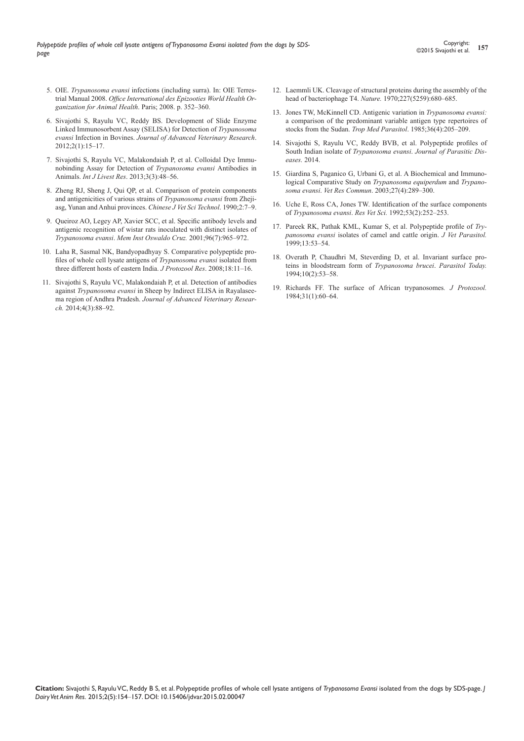5. OIE. *Trypanosoma evansi* infections (including surra). In: OIE Terrestrial Manual 2008. *Office International des Epizooties World Health Organization for Animal Health*. Paris; 2008. p. 352–360.
6. Sivajothi S, Rayulu VC, Reddy BS. Development of Slide Enzyme Linked Immunosorbent Assay (SELISA) for Detection of *Trypanosoma evansi* Infection in Bovines. *Journal of Advanced Veterinary Research*. 2012;2(1):15–17.
7. Sivajothi S, Rayulu VC, Malakondaiah P, et al. Colloidal Dye Immunobinding Assay for Detection of *Trypanosoma evansi* Antibodies in Animals. *Int J Livest Res*. 2013;3(3):48–56.
8. Zheng RJ, Sheng J, Qui QP, et al. Comparison of protein components and antigenicities of various strains of *Trypanosoma evansi* from Zhejiasg, Yunan and Anhui provinces. *Chinese J Vet Sci Technol*. 1990;2:7–9.
9. Queiroz AO, Legey AP, Xavier SCC, et al. Specific antibody levels and antigenic recognition of wistar rats inoculated with distinct isolates of *Trypanosoma evansi*. *Mem Inst Oswaldo Cruz.* 2001;96(7):965–972.
10. Laha R, Sasmal NK, Bandyopadhyay S. Comparative polypeptide profiles of whole cell lysate antigens of *Trypanosoma evansi* isolated from three different hosts of eastern India. *J Protozool Res*. 2008;18:11–16.
11. Sivajothi S, Rayulu VC, Malakondaiah P, et al. Detection of antibodies against *Trypanosoma evansi* in Sheep by Indirect ELISA in Rayalaseema region of Andhra Pradesh. *Journal of Advanced Veterinary Research.* 2014;4(3):88–92.
12. Laemmli UK. Cleavage of structural proteins during the assembly of the head of bacteriophage T4. *Nature.* 1970;227(5259):680–685.
13. Jones TW, McKinnell CD. Antigenic variation in *Trypanosoma evansi:* a comparison of the predominant variable antigen type repertoires of stocks from the Sudan. *Trop Med Parasitol*. 1985;36(4):205–209.
14. Sivajothi S, Rayulu VC, Reddy BVB, et al. Polypeptide profiles of South Indian isolate of *Trypanosoma evansi*. *Journal of Parasitic Diseases.* 2014.
15. Giardina S, Paganico G, Urbani G, et al. A Biochemical and Immunological Comparative Study on *Trypanosoma equiperdum* and *Trypanosoma evansi*. *Vet Res Commun*. 2003;27(4):289–300.
16. Uche E, Ross CA, Jones TW. Identification of the surface components of *Trypanosoma evansi*. *Res Vet Sci.* 1992;53(2):252–253.
17. Pareek RK, Pathak KML, Kumar S, et al. Polypeptide profile of *Trypanosoma evansi* isolates of camel and cattle origin. *J Vet Parasitol.* 1999;13:53–54.
18. Overath P, Chaudhri M, Steverding D, et al. Invariant surface proteins in bloodstream form of *Trypanosoma brucei*. *Parasitol Today.* 1994;10(2):53–58.
19. Richards FF. The surface of African trypanosomes*. J Protozool.* 1984;31(1):60–64.

**Citation:** Sivajothi S, Rayulu VC, Reddy B S, et al. Polypeptide profiles of whole cell lysate antigens of *Trypanosoma Evansi* isolated from the dogs by SDS-page. *J Dairy Vet Anim Res.* 2015;2(5):154–157. DOI: 10.15406/jdvar.2015.02.00047